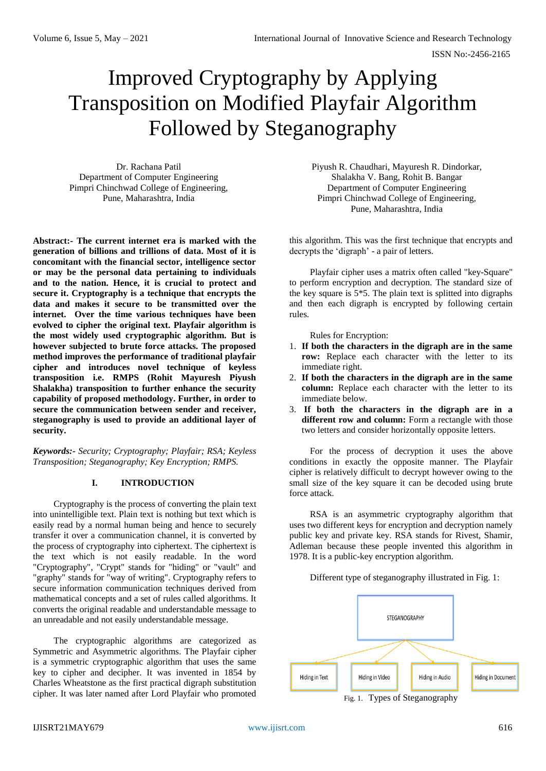# Improved Cryptography by Applying Transposition on Modified Playfair Algorithm Followed by Steganography

Dr. Rachana Patil
Department of Computer Engineering
Pimpri Chinchwad College of Engineering,
Pune, Maharashtra, India

Piyush R. Chaudhari, Mayuresh R. Dindorkar,
Shalakha V. Bang, Rohit B. Bangar
Department of Computer Engineering
Pimpri Chinchwad College of Engineering,
Pune, Maharashtra, India

**Abstract:- The current internet era is marked with the generation of billions and trillions of data. Most of it is concomitant with the financial sector, intelligence sector or may be the personal data pertaining to individuals and to the nation. Hence, it is crucial to protect and secure it. Cryptography is a technique that encrypts the data and makes it secure to be transmitted over the internet. Over the time various techniques have been evolved to cipher the original text. Playfair algorithm is the most widely used cryptographic algorithm. But is however subjected to brute force attacks. The proposed method improves the performance of traditional playfair cipher and introduces novel technique of keyless transposition i.e. RMPS (Rohit Mayuresh Piyush Shalakha) transposition to further enhance the security capability of proposed methodology. Further, in order to secure the communication between sender and receiver, steganography is used to provide an additional layer of security.**

***Keywords:-*** *Security; Cryptography; Playfair; RSA; Keyless Transposition; Steganography; Key Encryption; RMPS.*

## I. INTRODUCTION

Cryptography is the process of converting the plain text into unintelligible text. Plain text is nothing but text which is easily read by a normal human being and hence to securely transfer it over a communication channel, it is converted by the process of cryptography into ciphertext. The ciphertext is the text which is not easily readable. In the word "Cryptography", "Crypt" stands for "hiding" or "vault" and "graphy" stands for "way of writing". Cryptography refers to secure information communication techniques derived from mathematical concepts and a set of rules called algorithms. It converts the original readable and understandable message to an unreadable and not easily understandable message.

The cryptographic algorithms are categorized as Symmetric and Asymmetric algorithms. The Playfair cipher is a symmetric cryptographic algorithm that uses the same key to cipher and decipher. It was invented in 1854 by Charles Wheatstone as the first practical digraph substitution cipher. It was later named after Lord Playfair who promoted this algorithm. This was the first technique that encrypts and decrypts the 'digraph' - a pair of letters.

Playfair cipher uses a matrix often called "key-Square" to perform encryption and decryption. The standard size of the key square is 5*5. The plain text is splitted into digraphs and then each digraph is encrypted by following certain rules.

Rules for Encryption:

1. **If both the characters in the digraph are in the same row:** Replace each character with the letter to its immediate right.
2. **If both the characters in the digraph are in the same column:** Replace each character with the letter to its immediate below.
3. **If both the characters in the digraph are in a different row and column:** Form a rectangle with those two letters and consider horizontally opposite letters.

For the process of decryption it uses the above conditions in exactly the opposite manner. The Playfair cipher is relatively difficult to decrypt however owing to the small size of the key square it can be decoded using brute force attack.

RSA is an asymmetric cryptography algorithm that uses two different keys for encryption and decryption namely public key and private key. RSA stands for Rivest, Shamir, Adleman because these people invented this algorithm in 1978. It is a public-key encryption algorithm.

Different type of steganography illustrated in Fig. 1:

STEGANOGRAPHY

Hiding in Text | Hiding in Video | Hiding in Audio | Hiding in Document

Fig. 1. Types of Steganography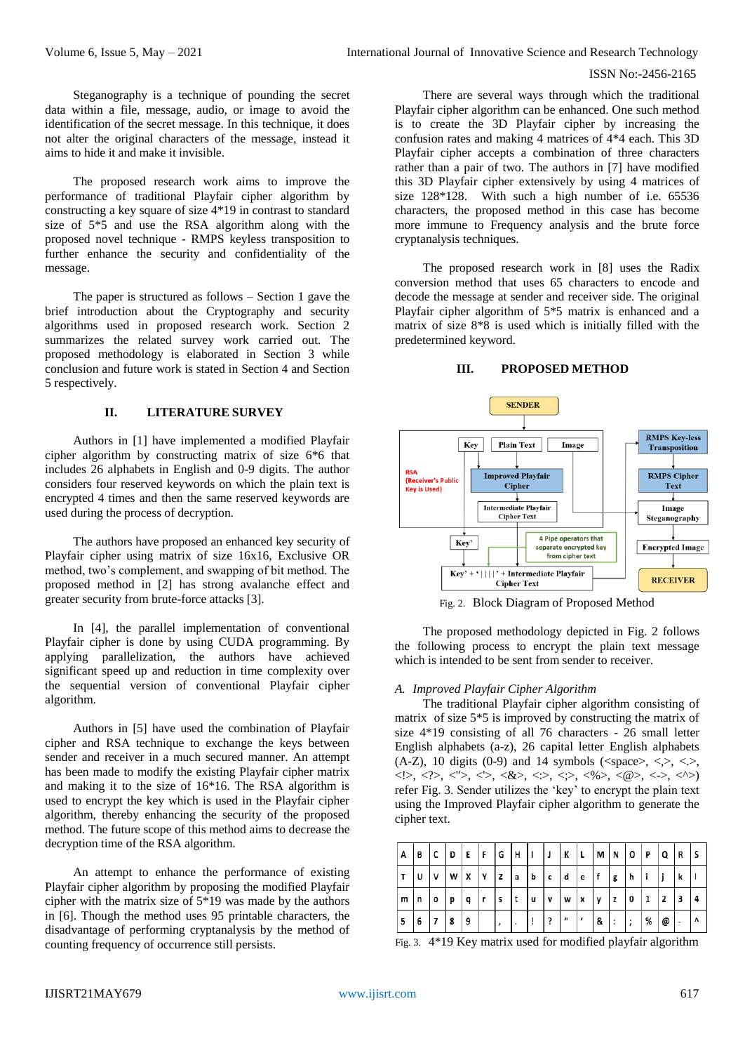Steganography is a technique of pounding the secret data within a file, message, audio, or image to avoid the identification of the secret message. In this technique, it does not alter the original characters of the message, instead it aims to hide it and make it invisible.

The proposed research work aims to improve the performance of traditional Playfair cipher algorithm by constructing a key square of size 4*19 in contrast to standard size of 5*5 and use the RSA algorithm along with the proposed novel technique - RMPS keyless transposition to further enhance the security and confidentiality of the message.

The paper is structured as follows – Section 1 gave the brief introduction about the Cryptography and security algorithms used in proposed research work. Section 2 summarizes the related survey work carried out. The proposed methodology is elaborated in Section 3 while conclusion and future work is stated in Section 4 and Section 5 respectively.

## II. LITERATURE SURVEY

Authors in [1] have implemented a modified Playfair cipher algorithm by constructing matrix of size 6*6 that includes 26 alphabets in English and 0-9 digits. The author considers four reserved keywords on which the plain text is encrypted 4 times and then the same reserved keywords are used during the process of decryption.

The authors have proposed an enhanced key security of Playfair cipher using matrix of size 16x16, Exclusive OR method, two's complement, and swapping of bit method. The proposed method in [2] has strong avalanche effect and greater security from brute-force attacks [3].

In [4], the parallel implementation of conventional Playfair cipher is done by using CUDA programming. By applying parallelization, the authors have achieved significant speed up and reduction in time complexity over the sequential version of conventional Playfair cipher algorithm.

Authors in [5] have used the combination of Playfair cipher and RSA technique to exchange the keys between sender and receiver in a much secured manner. An attempt has been made to modify the existing Playfair cipher matrix and making it to the size of 16*16. The RSA algorithm is used to encrypt the key which is used in the Playfair cipher algorithm, thereby enhancing the security of the proposed method. The future scope of this method aims to decrease the decryption time of the RSA algorithm.

An attempt to enhance the performance of existing Playfair cipher algorithm by proposing the modified Playfair cipher with the matrix size of 5*19 was made by the authors in [6]. Though the method uses 95 printable characters, the disadvantage of performing cryptanalysis by the method of counting frequency of occurrence still persists.

There are several ways through which the traditional Playfair cipher algorithm can be enhanced. One such method is to create the 3D Playfair cipher by increasing the confusion rates and making 4 matrices of 4*4 each. This 3D Playfair cipher accepts a combination of three characters rather than a pair of two. The authors in [7] have modified this 3D Playfair cipher extensively by using 4 matrices of size 128*128. With such a high number of i.e. 65536 characters, the proposed method in this case has become more immune to Frequency analysis and the brute force cryptanalysis techniques.

The proposed research work in [8] uses the Radix conversion method that uses 65 characters to encode and decode the message at sender and receiver side. The original Playfair cipher algorithm of 5*5 matrix is enhanced and a matrix of size 8*8 is used which is initially filled with the predetermined keyword.

## III. PROPOSED METHOD

SENDER

Key | Plain Text | Image

RSA (Receiver's Public Key is Used)

Improved Playfair Cipher

Intermediate Playfair Cipher Text

Key'

4 Pipe operators that separate encrypted key from cipher text

Key' + '||||' + Intermediate Playfair Cipher Text

RMPS Key-less Transposition

RMPS Cipher Text

Image Steganography

Encrypted Image

RECEIVER

Fig. 2. Block Diagram of Proposed Method

The proposed methodology depicted in Fig. 2 follows the following process to encrypt the plain text message which is intended to be sent from sender to receiver.

### *A. Improved Playfair Cipher Algorithm*

The traditional Playfair cipher algorithm consisting of matrix of size 5*5 is improved by constructing the matrix of size 4*19 consisting of all 76 characters - 26 small letter English alphabets (a-z), 26 capital letter English alphabets (A-Z), 10 digits (0-9) and 14 symbols (<space>, <,>, <.>, <!>, <?>, <">, <'>, <&>, <:>, <;>, <%>, <@>, <->, <^>) refer Fig. 3. Sender utilizes the 'key' to encrypt the plain text using the Improved Playfair cipher algorithm to generate the cipher text.

| A | B | C | D | E | F | G | H | I | J | K | L | M | N | O | P | Q | R | S |
|---|---|---|---|---|---|---|---|---|---|---|---|---|---|---|---|---|---|---|
| T | U | V | W | X | Y | Z | a | b | c | d | e | f | g | h | i | j | k | l |
| m | n | o | p | q | r | s | t | u | v | w | x | y | z | 0 | 1 | 2 | 3 | 4 |
| 5 | 6 | 7 | 8 | 9 | | , | . | ! | ? | " | ' | & | : | ; | % | @ | - | ^ |

Fig. 3. 4*19 Key matrix used for modified playfair algorithm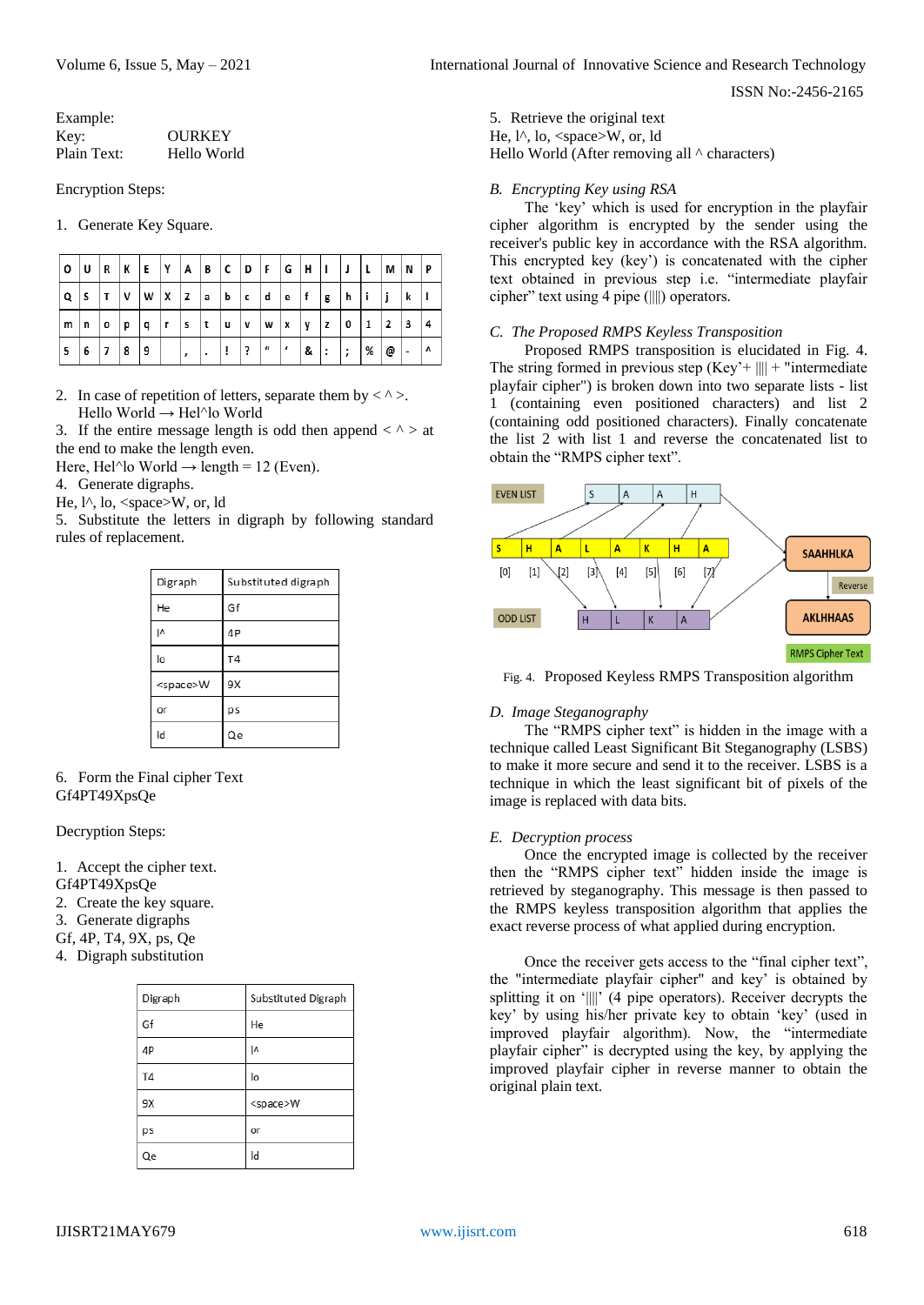Example:

Key: OURKEY

Plain Text: Hello World

Encryption Steps:

1. Generate Key Square.

| O | U | R | K | E | Y | A | B | C | D | F | G | H | I | J | L | M | N | P |
|---|---|---|---|---|---|---|---|---|---|---|---|---|---|---|---|---|---|---|
| Q | S | T | V | W | X | Z | a | b | c | d | e | f | g | h | i | j | k | l |
| m | n | o | p | q | r | s | t | u | v | w | x | y | z | 0 | 1 | 2 | 3 | 4 |
| 5 | 6 | 7 | 8 | 9 |  | , | . | ! | ? | " | ' | & | : | ; | % | @ | - | ^ |

2. In case of repetition of letters, separate them by < ^ >.
Hello World → Hel^lo World
3. If the entire message length is odd then append < ^ > at the end to make the length even.
Here, Hel^lo World → length = 12 (Even).
4. Generate digraphs.
He, l^, lo, <space>W, or, ld
5. Substitute the letters in digraph by following standard rules of replacement.

| Digraph | Substituted digraph |
|---|---|
| He | Gf |
| l^ | 4P |
| lo | T4 |
| <space>W | 9X |
| or | ps |
| ld | Qe |

6. Form the Final cipher Text
Gf4PT49XpsQe

Decryption Steps:

1. Accept the cipher text.
Gf4PT49XpsQe
2. Create the key square.
3. Generate digraphs
Gf, 4P, T4, 9X, ps, Qe
4. Digraph substitution

| Digraph | Substituted Digraph |
|---|---|
| Gf | He |
| 4P | l^ |
| T4 | lo |
| 9X | <space>W |
| ps | or |
| Qe | ld |

5. Retrieve the original text
He, l^, lo, <space>W, or, ld
Hello World (After removing all ^ characters)

### *B. Encrypting Key using RSA*

The 'key' which is used for encryption in the playfair cipher algorithm is encrypted by the sender using the receiver's public key in accordance with the RSA algorithm. This encrypted key (key') is concatenated with the cipher text obtained in previous step i.e. "intermediate playfair cipher" text using 4 pipe (||||) operators.

### *C. The Proposed RMPS Keyless Transposition*

Proposed RMPS transposition is elucidated in Fig. 4. The string formed in previous step (Key'+ |||| + "intermediate playfair cipher") is broken down into two separate lists - list 1 (containing even positioned characters) and list 2 (containing odd positioned characters). Finally concatenate the list 2 with list 1 and reverse the concatenated list to obtain the "RMPS cipher text".

| EVEN LIST | S | A | A | H |
|---|---|---|---|---|

| S | H | A | L | A | K | H | A |
|---|---|---|---|---|---|---|---|
| [0] | [1] | [2] | [3] | [4] | [5] | [6] | [7] |

| ODD LIST | H | L | K | A |
|---|---|---|---|---|

SAAHHLKA → Reverse → AKLHHAAS (RMPS Cipher Text)

Fig. 4. Proposed Keyless RMPS Transposition algorithm

### *D. Image Steganography*

The "RMPS cipher text" is hidden in the image with a technique called Least Significant Bit Steganography (LSBS) to make it more secure and send it to the receiver. LSBS is a technique in which the least significant bit of pixels of the image is replaced with data bits.

### *E. Decryption process*

Once the encrypted image is collected by the receiver then the "RMPS cipher text" hidden inside the image is retrieved by steganography. This message is then passed to the RMPS keyless transposition algorithm that applies the exact reverse process of what applied during encryption.

Once the receiver gets access to the "final cipher text", the "intermediate playfair cipher" and key' is obtained by splitting it on '||||' (4 pipe operators). Receiver decrypts the key' by using his/her private key to obtain 'key' (used in improved playfair algorithm). Now, the "intermediate playfair cipher" is decrypted using the key, by applying the improved playfair cipher in reverse manner to obtain the original plain text.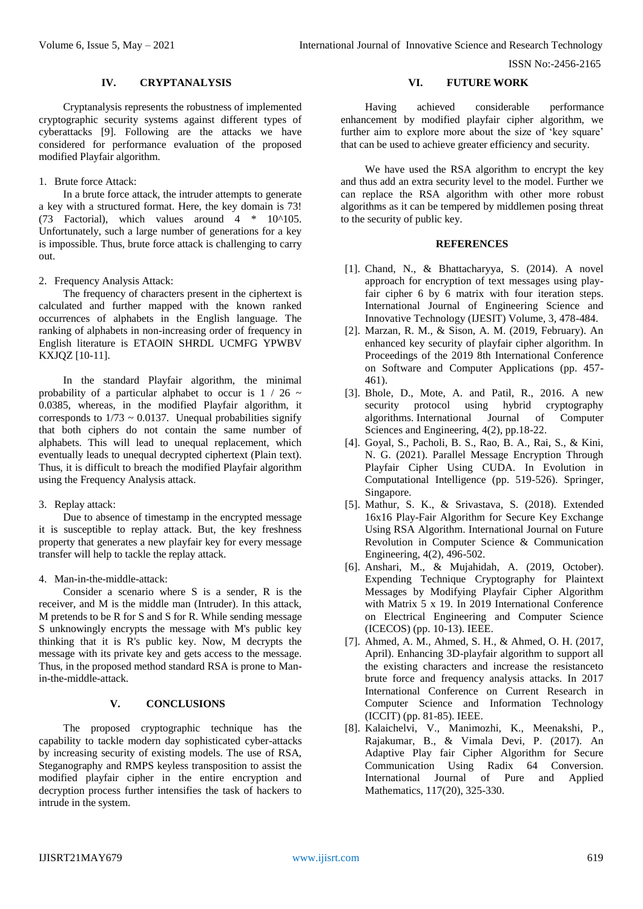## IV. CRYPTANALYSIS

Cryptanalysis represents the robustness of implemented cryptographic security systems against different types of cyberattacks [9]. Following are the attacks we have considered for performance evaluation of the proposed modified Playfair algorithm.

1. Brute force Attack:

In a brute force attack, the intruder attempts to generate a key with a structured format. Here, the key domain is 73! (73 Factorial), which values around 4 * 10^105. Unfortunately, such a large number of generations for a key is impossible. Thus, brute force attack is challenging to carry out.

2. Frequency Analysis Attack:

The frequency of characters present in the ciphertext is calculated and further mapped with the known ranked occurrences of alphabets in the English language. The ranking of alphabets in non-increasing order of frequency in English literature is ETAOIN SHRDL UCMFG YPWBV KXJQZ [10-11].

In the standard Playfair algorithm, the minimal probability of a particular alphabet to occur is 1 / 26 ~ 0.0385, whereas, in the modified Playfair algorithm, it corresponds to 1/73 ~ 0.0137. Unequal probabilities signify that both ciphers do not contain the same number of alphabets. This will lead to unequal replacement, which eventually leads to unequal decrypted ciphertext (Plain text). Thus, it is difficult to breach the modified Playfair algorithm using the Frequency Analysis attack.

3. Replay attack:

Due to absence of timestamp in the encrypted message it is susceptible to replay attack. But, the key freshness property that generates a new playfair key for every message transfer will help to tackle the replay attack.

4. Man-in-the-middle-attack:

Consider a scenario where S is a sender, R is the receiver, and M is the middle man (Intruder). In this attack, M pretends to be R for S and S for R. While sending message S unknowingly encrypts the message with M's public key thinking that it is R's public key. Now, M decrypts the message with its private key and gets access to the message. Thus, in the proposed method standard RSA is prone to Man-in-the-middle-attack.

## V. CONCLUSIONS

The proposed cryptographic technique has the capability to tackle modern day sophisticated cyber-attacks by increasing security of existing models. The use of RSA, Steganography and RMPS keyless transposition to assist the modified playfair cipher in the entire encryption and decryption process further intensifies the task of hackers to intrude in the system.

## VI. FUTURE WORK

Having achieved considerable performance enhancement by modified playfair cipher algorithm, we further aim to explore more about the size of 'key square' that can be used to achieve greater efficiency and security.

We have used the RSA algorithm to encrypt the key and thus add an extra security level to the model. Further we can replace the RSA algorithm with other more robust algorithms as it can be tempered by middlemen posing threat to the security of public key.

## REFERENCES

[1]. Chand, N., & Bhattacharyya, S. (2014). A novel approach for encryption of text messages using play-fair cipher 6 by 6 matrix with four iteration steps. International Journal of Engineering Science and Innovative Technology (IJESIT) Volume, 3, 478-484.

[2]. Marzan, R. M., & Sison, A. M. (2019, February). An enhanced key security of playfair cipher algorithm. In Proceedings of the 2019 8th International Conference on Software and Computer Applications (pp. 457-461).

[3]. Bhole, D., Mote, A. and Patil, R., 2016. A new security protocol using hybrid cryptography algorithms. International Journal of Computer Sciences and Engineering, 4(2), pp.18-22.

[4]. Goyal, S., Pacholi, B. S., Rao, B. A., Rai, S., & Kini, N. G. (2021). Parallel Message Encryption Through Playfair Cipher Using CUDA. In Evolution in Computational Intelligence (pp. 519-526). Springer, Singapore.

[5]. Mathur, S. K., & Srivastava, S. (2018). Extended 16x16 Play-Fair Algorithm for Secure Key Exchange Using RSA Algorithm. International Journal on Future Revolution in Computer Science & Communication Engineering, 4(2), 496-502.

[6]. Anshari, M., & Mujahidah, A. (2019, October). Expending Technique Cryptography for Plaintext Messages by Modifying Playfair Cipher Algorithm with Matrix 5 x 19. In 2019 International Conference on Electrical Engineering and Computer Science (ICECOS) (pp. 10-13). IEEE.

[7]. Ahmed, A. M., Ahmed, S. H., & Ahmed, O. H. (2017, April). Enhancing 3D-playfair algorithm to support all the existing characters and increase the resistanceto brute force and frequency analysis attacks. In 2017 International Conference on Current Research in Computer Science and Information Technology (ICCIT) (pp. 81-85). IEEE.

[8]. Kalaichelvi, V., Manimozhi, K., Meenakshi, P., Rajakumar, B., & Vimala Devi, P. (2017). An Adaptive Play fair Cipher Algorithm for Secure Communication Using Radix 64 Conversion. International Journal of Pure and Applied Mathematics, 117(20), 325-330.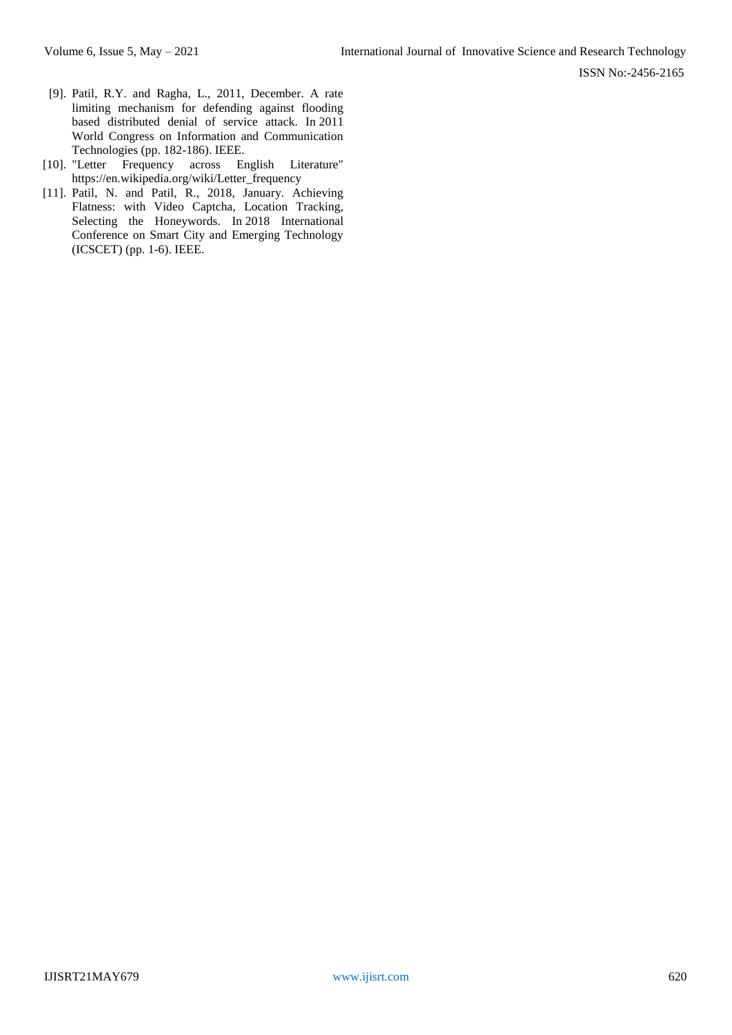[9]. Patil, R.Y. and Ragha, L., 2011, December. A rate limiting mechanism for defending against flooding based distributed denial of service attack. In 2011 World Congress on Information and Communication Technologies (pp. 182-186). IEEE.

[10]. "Letter Frequency across English Literature" https://en.wikipedia.org/wiki/Letter_frequency

[11]. Patil, N. and Patil, R., 2018, January. Achieving Flatness: with Video Captcha, Location Tracking, Selecting the Honeywords. In 2018 International Conference on Smart City and Emerging Technology (ICSCET) (pp. 1-6). IEEE.